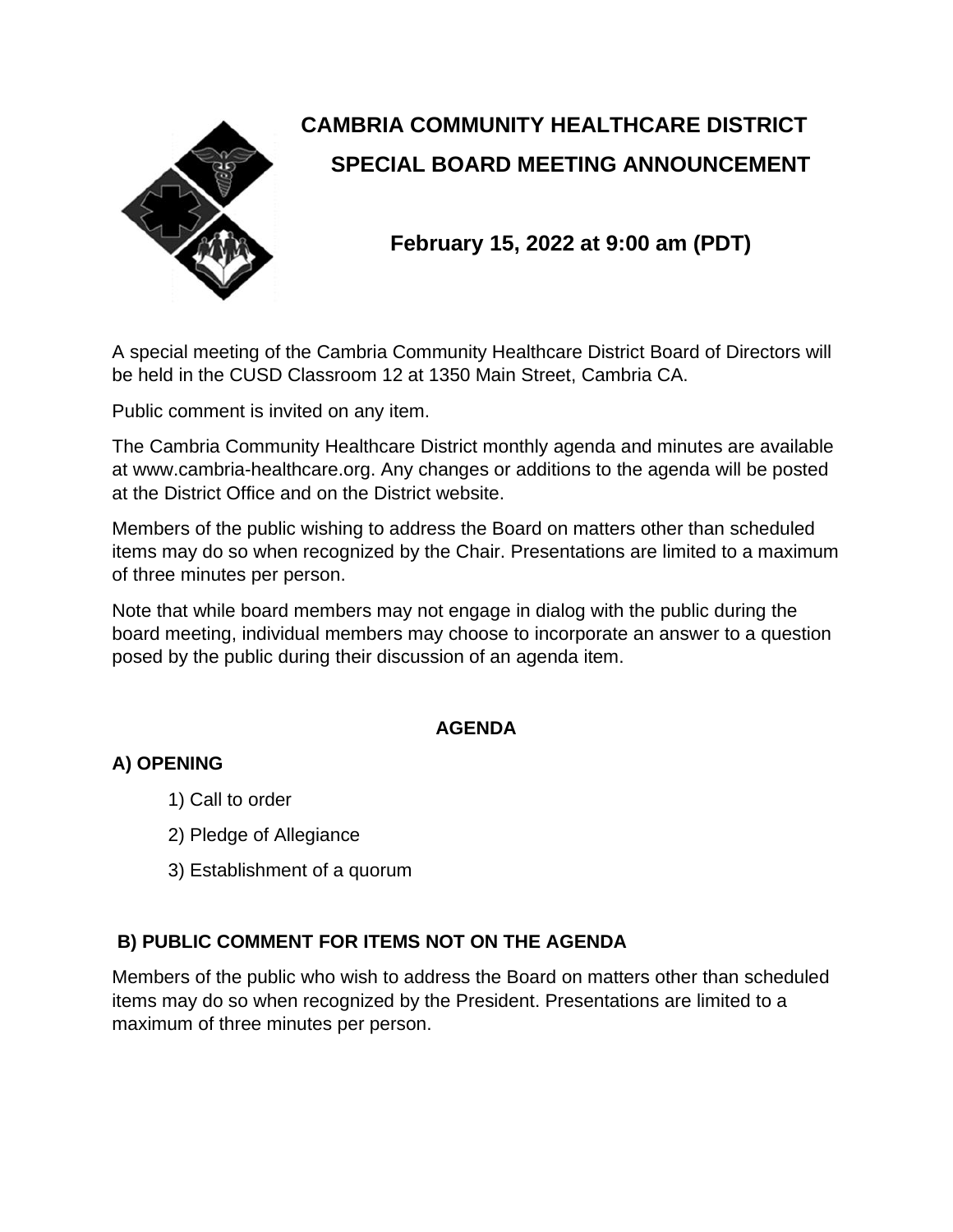# CAMBRIA COMMUNITY HEALTHCARE DISTRICT

## SPECIAL BOARD MEETING ANNOUNCEMENT

### February 15, 2022 at 9:00 am (PDT)

A special meeting of the Cambria Community Healthcare District Board of Directors will be held in the CUSD Classroom 12 at 1350 Main Street, Cambria CA.

Public comment is invited on any item.

The Cambria Community Healthcare District monthly agenda and minutes are available at www.cambria-healthcare.org. Any changes or additions to the agenda will be posted at the District Office and on the District website.

Members of the public wishing to address the Board on matters other than scheduled items may do so when recognized by the Chair. Presentations are limited to a maximum of three minutes per person.

Note that while board members may not engage in dialog with the public during the board meeting, individual members may choose to incorporate an answer to a question posed by the public during their discussion of an agenda item.

## AGENDA

### A) OPENING

1) Call to order
2) Pledge of Allegiance
3) Establishment of a quorum

### B) PUBLIC COMMENT FOR ITEMS NOT ON THE AGENDA

Members of the public who wish to address the Board on matters other than scheduled items may do so when recognized by the President. Presentations are limited to a maximum of three minutes per person.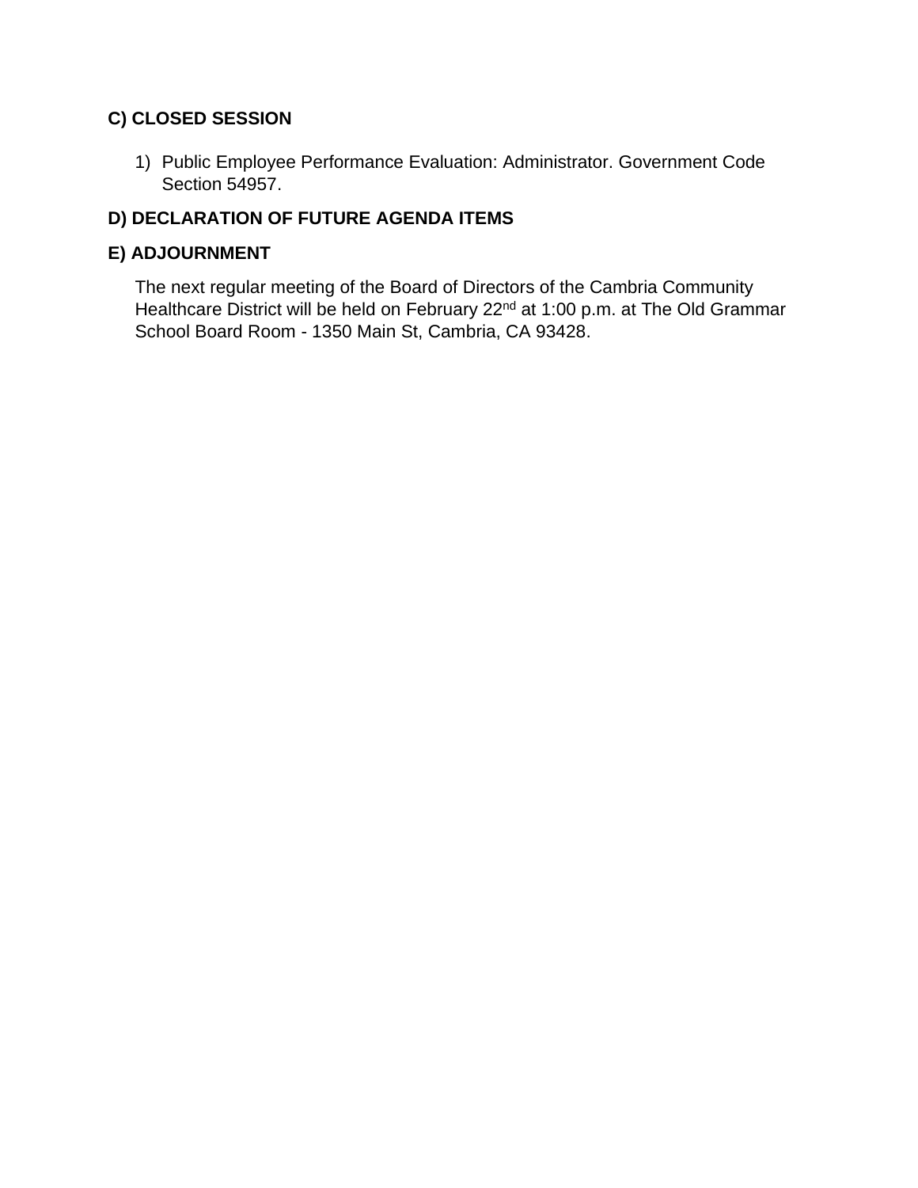**C) CLOSED SESSION**

1) Public Employee Performance Evaluation: Administrator. Government Code Section 54957.

**D) DECLARATION OF FUTURE AGENDA ITEMS**

**E) ADJOURNMENT**

The next regular meeting of the Board of Directors of the Cambria Community Healthcare District will be held on February 22nd at 1:00 p.m. at The Old Grammar School Board Room - 1350 Main St, Cambria, CA 93428.